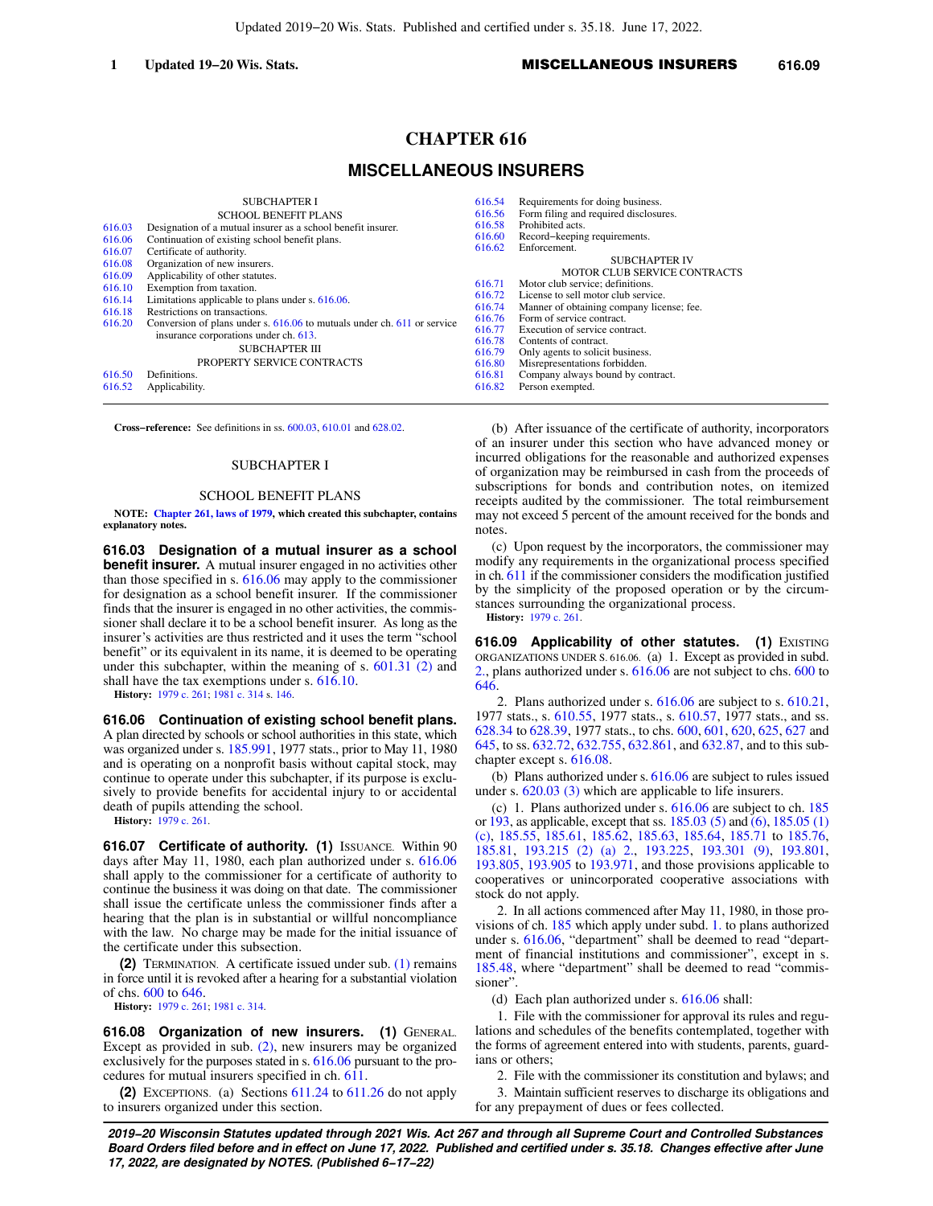# CHAPTER 616

## MISCELLANEOUS INSURERS

SUBCHAPTER I
SCHOOL BENEFIT PLANS

616.03 Designation of a mutual insurer as a school benefit insurer.
616.06 Continuation of existing school benefit plans.
616.07 Certificate of authority.
616.08 Organization of new insurers.
616.09 Applicability of other statutes.
616.10 Exemption from taxation.
616.14 Limitations applicable to plans under s. 616.06.
616.18 Restrictions on transactions.
616.20 Conversion of plans under s. 616.06 to mutuals under ch. 611 or service insurance corporations under ch. 613.

SUBCHAPTER III
PROPERTY SERVICE CONTRACTS

616.50 Definitions.
616.52 Applicability.
616.54 Requirements for doing business.
616.56 Form filing and required disclosures.
616.58 Prohibited acts.
616.60 Record−keeping requirements.
616.62 Enforcement.

SUBCHAPTER IV
MOTOR CLUB SERVICE CONTRACTS

616.71 Motor club service; definitions.
616.72 License to sell motor club service.
616.74 Manner of obtaining company license; fee.
616.76 Form of service contract.
616.77 Execution of service contract.
616.78 Contents of contract.
616.79 Only agents to solicit business.
616.80 Misrepresentations forbidden.
616.81 Company always bound by contract.
616.82 Person exempted.

**Cross−reference:** See definitions in ss. 600.03, 610.01 and 628.02.

SUBCHAPTER I

SCHOOL BENEFIT PLANS

**NOTE: Chapter 261, laws of 1979, which created this subchapter, contains explanatory notes.**

**616.03 Designation of a mutual insurer as a school benefit insurer.** A mutual insurer engaged in no activities other than those specified in s. 616.06 may apply to the commissioner for designation as a school benefit insurer. If the commissioner finds that the insurer is engaged in no other activities, the commissioner shall declare it to be a school benefit insurer. As long as the insurer's activities are thus restricted and it uses the term "school benefit" or its equivalent in its name, it is deemed to be operating under this subchapter, within the meaning of s. 601.31 (2) and shall have the tax exemptions under s. 616.10.

**History:** 1979 c. 261; 1981 c. 314 s. 146.

**616.06 Continuation of existing school benefit plans.** A plan directed by schools or school authorities in this state, which was organized under s. 185.991, 1977 stats., prior to May 11, 1980 and is operating on a nonprofit basis without capital stock, may continue to operate under this subchapter, if its purpose is exclusively to provide benefits for accidental injury to or accidental death of pupils attending the school.

**History:** 1979 c. 261.

**616.07 Certificate of authority.** **(1)** ISSUANCE. Within 90 days after May 11, 1980, each plan authorized under s. 616.06 shall apply to the commissioner for a certificate of authority to continue the business it was doing on that date. The commissioner shall issue the certificate unless the commissioner finds after a hearing that the plan is in substantial or willful noncompliance with the law. No charge may be made for the initial issuance of the certificate under this subsection.

**(2)** TERMINATION. A certificate issued under sub. (1) remains in force until it is revoked after a hearing for a substantial violation of chs. 600 to 646.

**History:** 1979 c. 261; 1981 c. 314.

**616.08 Organization of new insurers.** **(1)** GENERAL. Except as provided in sub. (2), new insurers may be organized exclusively for the purposes stated in s. 616.06 pursuant to the procedures for mutual insurers specified in ch. 611.

**(2)** EXCEPTIONS. (a) Sections 611.24 to 611.26 do not apply to insurers organized under this section.

(b) After issuance of the certificate of authority, incorporators of an insurer under this section who have advanced money or incurred obligations for the reasonable and authorized expenses of organization may be reimbursed in cash from the proceeds of subscriptions for bonds and contribution notes, on itemized receipts audited by the commissioner. The total reimbursement may not exceed 5 percent of the amount received for the bonds and notes.

(c) Upon request by the incorporators, the commissioner may modify any requirements in the organizational process specified in ch. 611 if the commissioner considers the modification justified by the simplicity of the proposed operation or by the circumstances surrounding the organizational process.

**History:** 1979 c. 261.

**616.09 Applicability of other statutes.** **(1)** EXISTING ORGANIZATIONS UNDER S. 616.06. (a) 1. Except as provided in subd. 2., plans authorized under s. 616.06 are not subject to chs. 600 to 646.

2. Plans authorized under s. 616.06 are subject to s. 610.21, 1977 stats., s. 610.55, 1977 stats., s. 610.57, 1977 stats., and ss. 628.34 to 628.39, 1977 stats., to chs. 600, 601, 620, 625, 627 and 645, to ss. 632.72, 632.755, 632.861, and 632.87, and to this subchapter except s. 616.08.

(b) Plans authorized under s. 616.06 are subject to rules issued under s. 620.03 (3) which are applicable to life insurers.

(c) 1. Plans authorized under s. 616.06 are subject to ch. 185 or 193, as applicable, except that ss. 185.03 (5) and (6), 185.05 (1) (c), 185.55, 185.61, 185.62, 185.63, 185.64, 185.71 to 185.76, 185.81, 193.215 (2) (a) 2., 193.225, 193.301 (9), 193.801, 193.805, 193.905 to 193.971, and those provisions applicable to cooperatives or unincorporated cooperative associations with stock do not apply.

2. In all actions commenced after May 11, 1980, in those provisions of ch. 185 which apply under subd. 1. to plans authorized under s. 616.06, "department" shall be deemed to read "department of financial institutions and commissioner", except in s. 185.48, where "department" shall be deemed to read "commissioner".

(d) Each plan authorized under s. 616.06 shall:

1. File with the commissioner for approval its rules and regulations and schedules of the benefits contemplated, together with the forms of agreement entered into with students, parents, guardians or others;

2. File with the commissioner its constitution and bylaws; and

3. Maintain sufficient reserves to discharge its obligations and for any prepayment of dues or fees collected.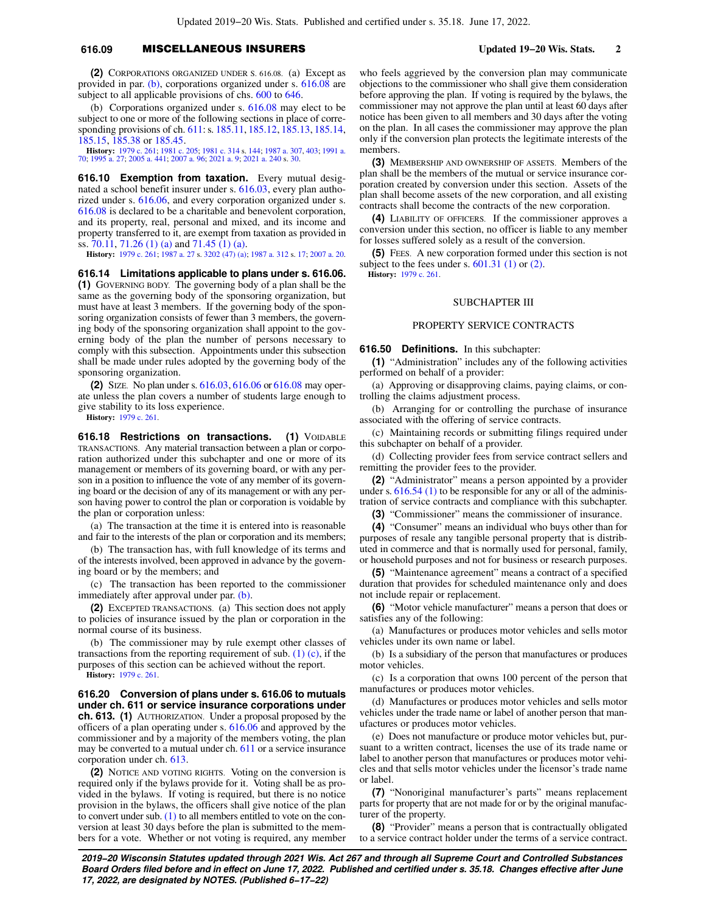**(2)** CORPORATIONS ORGANIZED UNDER S. 616.08. (a) Except as provided in par. (b), corporations organized under s. 616.08 are subject to all applicable provisions of chs. 600 to 646.

(b) Corporations organized under s. 616.08 may elect to be subject to one or more of the following sections in place of corresponding provisions of ch. 611: s. 185.11, 185.12, 185.13, 185.14, 185.15, 185.38 or 185.45.

**History:** 1979 c. 261; 1981 c. 205; 1981 c. 314 s. 144; 1987 a. 307, 403; 1991 a. 70; 1995 a. 27; 2005 a. 441; 2007 a. 96; 2021 a. 9; 2021 a. 240 s. 30.

**616.10 Exemption from taxation.** Every mutual designated a school benefit insurer under s. 616.03, every plan authorized under s. 616.06, and every corporation organized under s. 616.08 is declared to be a charitable and benevolent corporation, and its property, real, personal and mixed, and its income and property transferred to it, are exempt from taxation as provided in ss. 70.11, 71.26 (1) (a) and 71.45 (1) (a).

**History:** 1979 c. 261; 1987 a. 27 s. 3202 (47) (a); 1987 a. 312 s. 17; 2007 a. 20.

**616.14 Limitations applicable to plans under s. 616.06.** **(1)** GOVERNING BODY. The governing body of a plan shall be the same as the governing body of the sponsoring organization, but must have at least 3 members. If the governing body of the sponsoring organization consists of fewer than 3 members, the governing body of the sponsoring organization shall appoint to the governing body of the plan the number of persons necessary to comply with this subsection. Appointments under this subsection shall be made under rules adopted by the governing body of the sponsoring organization.

**(2)** SIZE. No plan under s. 616.03, 616.06 or 616.08 may operate unless the plan covers a number of students large enough to give stability to its loss experience.

**History:** 1979 c. 261.

**616.18 Restrictions on transactions.** **(1)** VOIDABLE TRANSACTIONS. Any material transaction between a plan or corporation authorized under this subchapter and one or more of its management or members of its governing board, or with any person in a position to influence the vote of any member of its governing board or the decision of any of its management or with any person having power to control the plan or corporation is voidable by the plan or corporation unless:

(a) The transaction at the time it is entered into is reasonable and fair to the interests of the plan or corporation and its members;

(b) The transaction has, with full knowledge of its terms and of the interests involved, been approved in advance by the governing board or by the members; and

(c) The transaction has been reported to the commissioner immediately after approval under par. (b).

**(2)** EXCEPTED TRANSACTIONS. (a) This section does not apply to policies of insurance issued by the plan or corporation in the normal course of its business.

(b) The commissioner may by rule exempt other classes of transactions from the reporting requirement of sub. (1) (c), if the purposes of this section can be achieved without the report.

**History:** 1979 c. 261.

**616.20 Conversion of plans under s. 616.06 to mutuals under ch. 611 or service insurance corporations under ch. 613.** **(1)** AUTHORIZATION. Under a proposal proposed by the officers of a plan operating under s. 616.06 and approved by the commissioner and by a majority of the members voting, the plan may be converted to a mutual under ch. 611 or a service insurance corporation under ch. 613.

**(2)** NOTICE AND VOTING RIGHTS. Voting on the conversion is required only if the bylaws provide for it. Voting shall be as provided in the bylaws. If voting is required, but there is no notice provision in the bylaws, the officers shall give notice of the plan to convert under sub. (1) to all members entitled to vote on the conversion at least 30 days before the plan is submitted to the members for a vote. Whether or not voting is required, any member who feels aggrieved by the conversion plan may communicate objections to the commissioner who shall give them consideration before approving the plan. If voting is required by the bylaws, the commissioner may not approve the plan until at least 60 days after notice has been given to all members and 30 days after the voting on the plan. In all cases the commissioner may approve the plan only if the conversion plan protects the legitimate interests of the members.

**(3)** MEMBERSHIP AND OWNERSHIP OF ASSETS. Members of the plan shall be the members of the mutual or service insurance corporation created by conversion under this section. Assets of the plan shall become assets of the new corporation, and all existing contracts shall become the contracts of the new corporation.

**(4)** LIABILITY OF OFFICERS. If the commissioner approves a conversion under this section, no officer is liable to any member for losses suffered solely as a result of the conversion.

**(5)** FEES. A new corporation formed under this section is not subject to the fees under s. 601.31 (1) or (2).

**History:** 1979 c. 261.

## SUBCHAPTER III

## PROPERTY SERVICE CONTRACTS

**616.50 Definitions.** In this subchapter:

**(1)** "Administration" includes any of the following activities performed on behalf of a provider:

(a) Approving or disapproving claims, paying claims, or controlling the claims adjustment process.

(b) Arranging for or controlling the purchase of insurance associated with the offering of service contracts.

(c) Maintaining records or submitting filings required under this subchapter on behalf of a provider.

(d) Collecting provider fees from service contract sellers and remitting the provider fees to the provider.

**(2)** "Administrator" means a person appointed by a provider under s. 616.54 (1) to be responsible for any or all of the administration of service contracts and compliance with this subchapter.

**(3)** "Commissioner" means the commissioner of insurance.

**(4)** "Consumer" means an individual who buys other than for purposes of resale any tangible personal property that is distributed in commerce and that is normally used for personal, family, or household purposes and not for business or research purposes.

**(5)** "Maintenance agreement" means a contract of a specified duration that provides for scheduled maintenance only and does not include repair or replacement.

**(6)** "Motor vehicle manufacturer" means a person that does or satisfies any of the following:

(a) Manufactures or produces motor vehicles and sells motor vehicles under its own name or label.

(b) Is a subsidiary of the person that manufactures or produces motor vehicles.

(c) Is a corporation that owns 100 percent of the person that manufactures or produces motor vehicles.

(d) Manufactures or produces motor vehicles and sells motor vehicles under the trade name or label of another person that manufactures or produces motor vehicles.

(e) Does not manufacture or produce motor vehicles but, pursuant to a written contract, licenses the use of its trade name or label to another person that manufactures or produces motor vehicles and that sells motor vehicles under the licensor's trade name or label.

**(7)** "Nonoriginal manufacturer's parts" means replacement parts for property that are not made for or by the original manufacturer of the property.

**(8)** "Provider" means a person that is contractually obligated to a service contract holder under the terms of a service contract.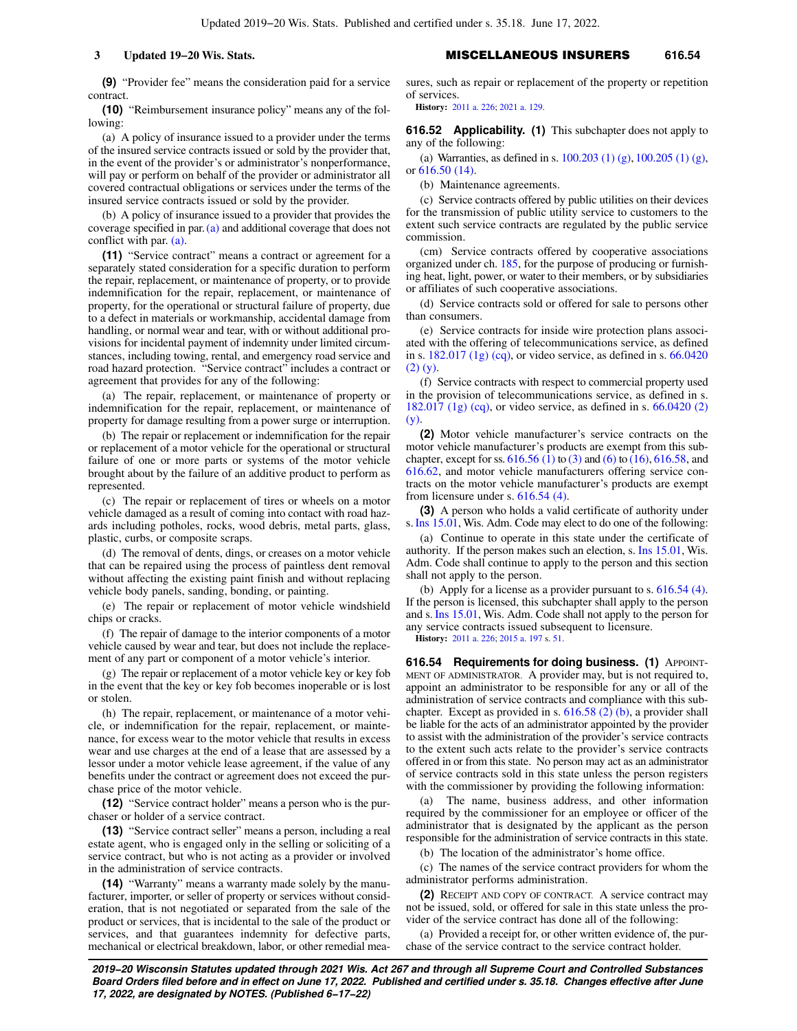**(9)** "Provider fee" means the consideration paid for a service contract.

**(10)** "Reimbursement insurance policy" means any of the following:

(a) A policy of insurance issued to a provider under the terms of the insured service contracts issued or sold by the provider that, in the event of the provider's or administrator's nonperformance, will pay or perform on behalf of the provider or administrator all covered contractual obligations or services under the terms of the insured service contracts issued or sold by the provider.

(b) A policy of insurance issued to a provider that provides the coverage specified in par. (a) and additional coverage that does not conflict with par. (a).

**(11)** "Service contract" means a contract or agreement for a separately stated consideration for a specific duration to perform the repair, replacement, or maintenance of property, or to provide indemnification for the repair, replacement, or maintenance of property, for the operational or structural failure of property, due to a defect in materials or workmanship, accidental damage from handling, or normal wear and tear, with or without additional provisions for incidental payment of indemnity under limited circumstances, including towing, rental, and emergency road service and road hazard protection. "Service contract" includes a contract or agreement that provides for any of the following:

(a) The repair, replacement, or maintenance of property or indemnification for the repair, replacement, or maintenance of property for damage resulting from a power surge or interruption.

(b) The repair or replacement or indemnification for the repair or replacement of a motor vehicle for the operational or structural failure of one or more parts or systems of the motor vehicle brought about by the failure of an additive product to perform as represented.

(c) The repair or replacement of tires or wheels on a motor vehicle damaged as a result of coming into contact with road hazards including potholes, rocks, wood debris, metal parts, glass, plastic, curbs, or composite scraps.

(d) The removal of dents, dings, or creases on a motor vehicle that can be repaired using the process of paintless dent removal without affecting the existing paint finish and without replacing vehicle body panels, sanding, bonding, or painting.

(e) The repair or replacement of motor vehicle windshield chips or cracks.

(f) The repair of damage to the interior components of a motor vehicle caused by wear and tear, but does not include the replacement of any part or component of a motor vehicle's interior.

(g) The repair or replacement of a motor vehicle key or key fob in the event that the key or key fob becomes inoperable or is lost or stolen.

(h) The repair, replacement, or maintenance of a motor vehicle, or indemnification for the repair, replacement, or maintenance, for excess wear to the motor vehicle that results in excess wear and use charges at the end of a lease that are assessed by a lessor under a motor vehicle lease agreement, if the value of any benefits under the contract or agreement does not exceed the purchase price of the motor vehicle.

**(12)** "Service contract holder" means a person who is the purchaser or holder of a service contract.

**(13)** "Service contract seller" means a person, including a real estate agent, who is engaged only in the selling or soliciting of a service contract, but who is not acting as a provider or involved in the administration of service contracts.

**(14)** "Warranty" means a warranty made solely by the manufacturer, importer, or seller of property or services without consideration, that is not negotiated or separated from the sale of the product or services, that is incidental to the sale of the product or services, and that guarantees indemnity for defective parts, mechanical or electrical breakdown, labor, or other remedial measures, such as repair or replacement of the property or repetition of services.

**History:** 2011 a. 226; 2021 a. 129.

## 616.52 Applicability.

**(1)** This subchapter does not apply to any of the following:

(a) Warranties, as defined in s. 100.203 (1) (g), 100.205 (1) (g), or 616.50 (14).

(b) Maintenance agreements.

(c) Service contracts offered by public utilities on their devices for the transmission of public utility service to customers to the extent such service contracts are regulated by the public service commission.

(cm) Service contracts offered by cooperative associations organized under ch. 185, for the purpose of producing or furnishing heat, light, power, or water to their members, or by subsidiaries or affiliates of such cooperative associations.

(d) Service contracts sold or offered for sale to persons other than consumers.

(e) Service contracts for inside wire protection plans associated with the offering of telecommunications service, as defined in s. 182.017 (1g) (cq), or video service, as defined in s. 66.0420 (2) (y).

(f) Service contracts with respect to commercial property used in the provision of telecommunications service, as defined in s. 182.017 (1g) (cq), or video service, as defined in s. 66.0420 (2) (y).

**(2)** Motor vehicle manufacturer's service contracts on the motor vehicle manufacturer's products are exempt from this subchapter, except for ss. 616.56 (1) to (3) and (6) to (16), 616.58, and 616.62, and motor vehicle manufacturers offering service contracts on the motor vehicle manufacturer's products are exempt from licensure under s. 616.54 (4).

**(3)** A person who holds a valid certificate of authority under s. Ins 15.01, Wis. Adm. Code may elect to do one of the following:

(a) Continue to operate in this state under the certificate of authority. If the person makes such an election, s. Ins 15.01, Wis. Adm. Code shall continue to apply to the person and this section shall not apply to the person.

(b) Apply for a license as a provider pursuant to s. 616.54 (4). If the person is licensed, this subchapter shall apply to the person and s. Ins 15.01, Wis. Adm. Code shall not apply to the person for any service contracts issued subsequent to licensure.

**History:** 2011 a. 226; 2015 a. 197 s. 51.

## 616.54 Requirements for doing business.

**(1)** Appointment of administrator. A provider may, but is not required to, appoint an administrator to be responsible for any or all of the administration of service contracts and compliance with this subchapter. Except as provided in s. 616.58 (2) (b), a provider shall be liable for the acts of an administrator appointed by the provider to assist with the administration of the provider's service contracts to the extent such acts relate to the provider's service contracts offered in or from this state. No person may act as an administrator of service contracts sold in this state unless the person registers with the commissioner by providing the following information:

(a) The name, business address, and other information required by the commissioner for an employee or officer of the administrator that is designated by the applicant as the person responsible for the administration of service contracts in this state.

(b) The location of the administrator's home office.

(c) The names of the service contract providers for whom the administrator performs administration.

**(2)** Receipt and copy of contract. A service contract may not be issued, sold, or offered for sale in this state unless the provider of the service contract has done all of the following:

(a) Provided a receipt for, or other written evidence of, the purchase of the service contract to the service contract holder.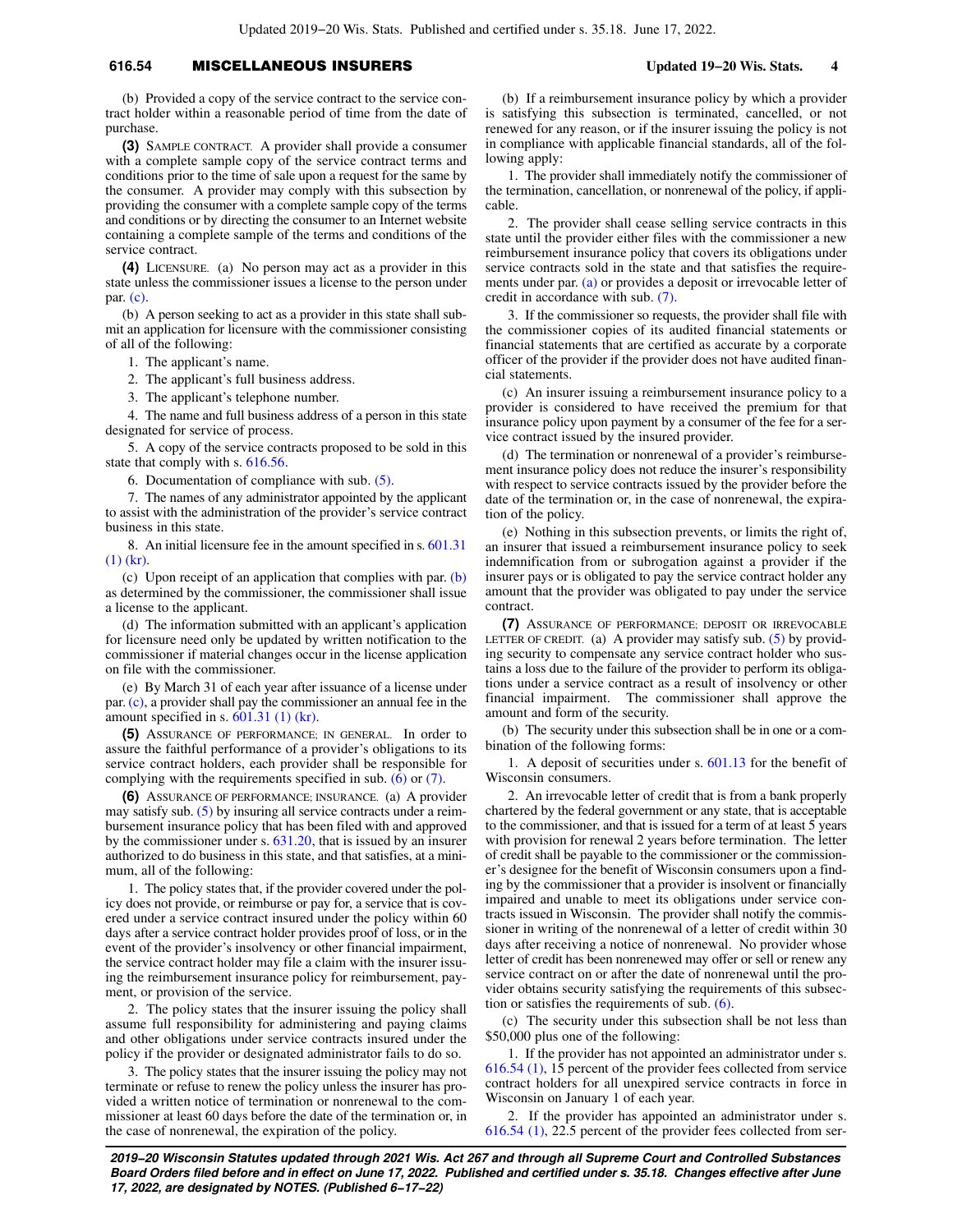(b) Provided a copy of the service contract to the service contract holder within a reasonable period of time from the date of purchase.

**(3)** SAMPLE CONTRACT. A provider shall provide a consumer with a complete sample copy of the service contract terms and conditions prior to the time of sale upon a request for the same by the consumer. A provider may comply with this subsection by providing the consumer with a complete sample copy of the terms and conditions or by directing the consumer to an Internet website containing a complete sample of the terms and conditions of the service contract.

**(4)** LICENSURE. (a) No person may act as a provider in this state unless the commissioner issues a license to the person under par. (c).

(b) A person seeking to act as a provider in this state shall submit an application for licensure with the commissioner consisting of all of the following:

1. The applicant's name.

2. The applicant's full business address.

3. The applicant's telephone number.

4. The name and full business address of a person in this state designated for service of process.

5. A copy of the service contracts proposed to be sold in this state that comply with s. 616.56.

6. Documentation of compliance with sub. (5).

7. The names of any administrator appointed by the applicant to assist with the administration of the provider's service contract business in this state.

8. An initial licensure fee in the amount specified in s. 601.31 (1) (kr).

(c) Upon receipt of an application that complies with par. (b) as determined by the commissioner, the commissioner shall issue a license to the applicant.

(d) The information submitted with an applicant's application for licensure need only be updated by written notification to the commissioner if material changes occur in the license application on file with the commissioner.

(e) By March 31 of each year after issuance of a license under par. (c), a provider shall pay the commissioner an annual fee in the amount specified in s. 601.31 (1) (kr).

**(5)** ASSURANCE OF PERFORMANCE; IN GENERAL. In order to assure the faithful performance of a provider's obligations to its service contract holders, each provider shall be responsible for complying with the requirements specified in sub. (6) or (7).

**(6)** ASSURANCE OF PERFORMANCE; INSURANCE. (a) A provider may satisfy sub. (5) by insuring all service contracts under a reimbursement insurance policy that has been filed with and approved by the commissioner under s. 631.20, that is issued by an insurer authorized to do business in this state, and that satisfies, at a minimum, all of the following:

1. The policy states that, if the provider covered under the policy does not provide, or reimburse or pay for, a service that is covered under a service contract insured under the policy within 60 days after a service contract holder provides proof of loss, or in the event of the provider's insolvency or other financial impairment, the service contract holder may file a claim with the insurer issuing the reimbursement insurance policy for reimbursement, payment, or provision of the service.

2. The policy states that the insurer issuing the policy shall assume full responsibility for administering and paying claims and other obligations under service contracts insured under the policy if the provider or designated administrator fails to do so.

3. The policy states that the insurer issuing the policy may not terminate or refuse to renew the policy unless the insurer has provided a written notice of termination or nonrenewal to the commissioner at least 60 days before the date of the termination or, in the case of nonrenewal, the expiration of the policy.

(b) If a reimbursement insurance policy by which a provider is satisfying this subsection is terminated, cancelled, or not renewed for any reason, or if the insurer issuing the policy is not in compliance with applicable financial standards, all of the following apply:

1. The provider shall immediately notify the commissioner of the termination, cancellation, or nonrenewal of the policy, if applicable.

2. The provider shall cease selling service contracts in this state until the provider either files with the commissioner a new reimbursement insurance policy that covers its obligations under service contracts sold in the state and that satisfies the requirements under par. (a) or provides a deposit or irrevocable letter of credit in accordance with sub. (7).

3. If the commissioner so requests, the provider shall file with the commissioner copies of its audited financial statements or financial statements that are certified as accurate by a corporate officer of the provider if the provider does not have audited financial statements.

(c) An insurer issuing a reimbursement insurance policy to a provider is considered to have received the premium for that insurance policy upon payment by a consumer of the fee for a service contract issued by the insured provider.

(d) The termination or nonrenewal of a provider's reimbursement insurance policy does not reduce the insurer's responsibility with respect to service contracts issued by the provider before the date of the termination or, in the case of nonrenewal, the expiration of the policy.

(e) Nothing in this subsection prevents, or limits the right of, an insurer that issued a reimbursement insurance policy to seek indemnification from or subrogation against a provider if the insurer pays or is obligated to pay the service contract holder any amount that the provider was obligated to pay under the service contract.

**(7)** ASSURANCE OF PERFORMANCE; DEPOSIT OR IRREVOCABLE LETTER OF CREDIT. (a) A provider may satisfy sub. (5) by providing security to compensate any service contract holder who sustains a loss due to the failure of the provider to perform its obligations under a service contract as a result of insolvency or other financial impairment. The commissioner shall approve the amount and form of the security.

(b) The security under this subsection shall be in one or a combination of the following forms:

1. A deposit of securities under s. 601.13 for the benefit of Wisconsin consumers.

2. An irrevocable letter of credit that is from a bank properly chartered by the federal government or any state, that is acceptable to the commissioner, and that is issued for a term of at least 5 years with provision for renewal 2 years before termination. The letter of credit shall be payable to the commissioner or the commissioner's designee for the benefit of Wisconsin consumers upon a finding by the commissioner that a provider is insolvent or financially impaired and unable to meet its obligations under service contracts issued in Wisconsin. The provider shall notify the commissioner in writing of the nonrenewal of a letter of credit within 30 days after receiving a notice of nonrenewal. No provider whose letter of credit has been nonrenewed may offer or sell or renew any service contract on or after the date of nonrenewal until the provider obtains security satisfying the requirements of this subsection or satisfies the requirements of sub. (6).

(c) The security under this subsection shall be not less than $50,000 plus one of the following:

1. If the provider has not appointed an administrator under s. 616.54 (1), 15 percent of the provider fees collected from service contract holders for all unexpired service contracts in force in Wisconsin on January 1 of each year.

2. If the provider has appointed an administrator under s. 616.54 (1), 22.5 percent of the provider fees collected from ser-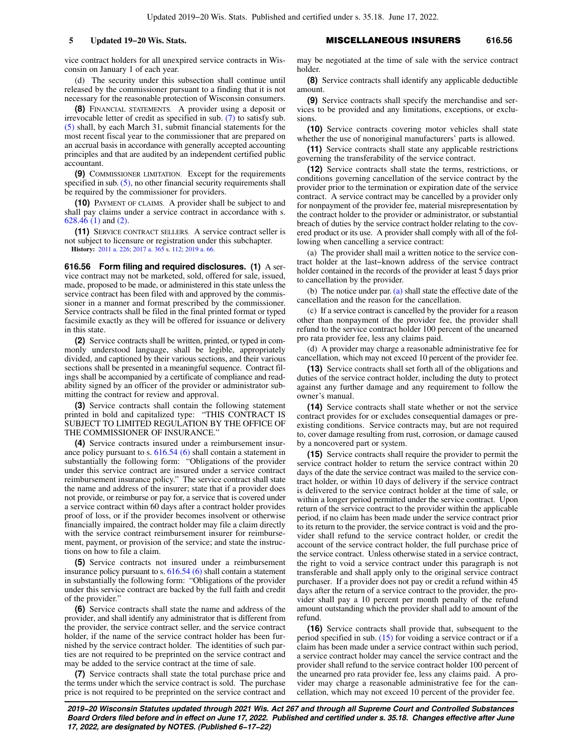vice contract holders for all unexpired service contracts in Wisconsin on January 1 of each year.

(d) The security under this subsection shall continue until released by the commissioner pursuant to a finding that it is not necessary for the reasonable protection of Wisconsin consumers.

**(8)** FINANCIAL STATEMENTS. A provider using a deposit or irrevocable letter of credit as specified in sub. (7) to satisfy sub. (5) shall, by each March 31, submit financial statements for the most recent fiscal year to the commissioner that are prepared on an accrual basis in accordance with generally accepted accounting principles and that are audited by an independent certified public accountant.

**(9)** COMMISSIONER LIMITATION. Except for the requirements specified in sub. (5), no other financial security requirements shall be required by the commissioner for providers.

**(10)** PAYMENT OF CLAIMS. A provider shall be subject to and shall pay claims under a service contract in accordance with s. 628.46 (1) and (2).

**(11)** SERVICE CONTRACT SELLERS. A service contract seller is not subject to licensure or registration under this subchapter.

**History:** 2011 a. 226; 2017 a. 365 s. 112; 2019 a. 66.

**616.56 Form filing and required disclosures.** **(1)** A service contract may not be marketed, sold, offered for sale, issued, made, proposed to be made, or administered in this state unless the service contract has been filed with and approved by the commissioner in a manner and format prescribed by the commissioner. Service contracts shall be filed in the final printed format or typed facsimile exactly as they will be offered for issuance or delivery in this state.

**(2)** Service contracts shall be written, printed, or typed in commonly understood language, shall be legible, appropriately divided, and captioned by their various sections, and their various sections shall be presented in a meaningful sequence. Contract filings shall be accompanied by a certificate of compliance and readability signed by an officer of the provider or administrator submitting the contract for review and approval.

**(3)** Service contracts shall contain the following statement printed in bold and capitalized type: "THIS CONTRACT IS SUBJECT TO LIMITED REGULATION BY THE OFFICE OF THE COMMISSIONER OF INSURANCE."

**(4)** Service contracts insured under a reimbursement insurance policy pursuant to s. 616.54 (6) shall contain a statement in substantially the following form: "Obligations of the provider under this service contract are insured under a service contract reimbursement insurance policy." The service contract shall state the name and address of the insurer; state that if a provider does not provide, or reimburse or pay for, a service that is covered under a service contract within 60 days after a contract holder provides proof of loss, or if the provider becomes insolvent or otherwise financially impaired, the contract holder may file a claim directly with the service contract reimbursement insurer for reimbursement, payment, or provision of the service; and state the instructions on how to file a claim.

**(5)** Service contracts not insured under a reimbursement insurance policy pursuant to s. 616.54 (6) shall contain a statement in substantially the following form: "Obligations of the provider under this service contract are backed by the full faith and credit of the provider."

**(6)** Service contracts shall state the name and address of the provider, and shall identify any administrator that is different from the provider, the service contract seller, and the service contract holder, if the name of the service contract holder has been furnished by the service contract holder. The identities of such parties are not required to be preprinted on the service contract and may be added to the service contract at the time of sale.

**(7)** Service contracts shall state the total purchase price and the terms under which the service contract is sold. The purchase price is not required to be preprinted on the service contract and may be negotiated at the time of sale with the service contract holder.

**(8)** Service contracts shall identify any applicable deductible amount.

**(9)** Service contracts shall specify the merchandise and services to be provided and any limitations, exceptions, or exclusions.

**(10)** Service contracts covering motor vehicles shall state whether the use of nonoriginal manufacturers' parts is allowed.

**(11)** Service contracts shall state any applicable restrictions governing the transferability of the service contract.

**(12)** Service contracts shall state the terms, restrictions, or conditions governing cancellation of the service contract by the provider prior to the termination or expiration date of the service contract. A service contract may be cancelled by a provider only for nonpayment of the provider fee, material misrepresentation by the contract holder to the provider or administrator, or substantial breach of duties by the service contract holder relating to the covered product or its use. A provider shall comply with all of the following when cancelling a service contract:

(a) The provider shall mail a written notice to the service contract holder at the last-known address of the service contract holder contained in the records of the provider at least 5 days prior to cancellation by the provider.

(b) The notice under par. (a) shall state the effective date of the cancellation and the reason for the cancellation.

(c) If a service contract is cancelled by the provider for a reason other than nonpayment of the provider fee, the provider shall refund to the service contract holder 100 percent of the unearned pro rata provider fee, less any claims paid.

(d) A provider may charge a reasonable administrative fee for cancellation, which may not exceed 10 percent of the provider fee.

**(13)** Service contracts shall set forth all of the obligations and duties of the service contract holder, including the duty to protect against any further damage and any requirement to follow the owner's manual.

**(14)** Service contracts shall state whether or not the service contract provides for or excludes consequential damages or preexisting conditions. Service contracts may, but are not required to, cover damage resulting from rust, corrosion, or damage caused by a noncovered part or system.

**(15)** Service contracts shall require the provider to permit the service contract holder to return the service contract within 20 days of the date the service contract was mailed to the service contract holder, or within 10 days of delivery if the service contract is delivered to the service contract holder at the time of sale, or within a longer period permitted under the service contract. Upon return of the service contract to the provider within the applicable period, if no claim has been made under the service contract prior to its return to the provider, the service contract is void and the provider shall refund to the service contract holder, or credit the account of the service contract holder, the full purchase price of the service contract. Unless otherwise stated in a service contract, the right to void a service contract under this paragraph is not transferable and shall apply only to the original service contract purchaser. If a provider does not pay or credit a refund within 45 days after the return of a service contract to the provider, the provider shall pay a 10 percent per month penalty of the refund amount outstanding which the provider shall add to amount of the refund.

**(16)** Service contracts shall provide that, subsequent to the period specified in sub. (15) for voiding a service contract or if a claim has been made under a service contract within such period, a service contract holder may cancel the service contract and the provider shall refund to the service contract holder 100 percent of the unearned pro rata provider fee, less any claims paid. A provider may charge a reasonable administrative fee for the cancellation, which may not exceed 10 percent of the provider fee.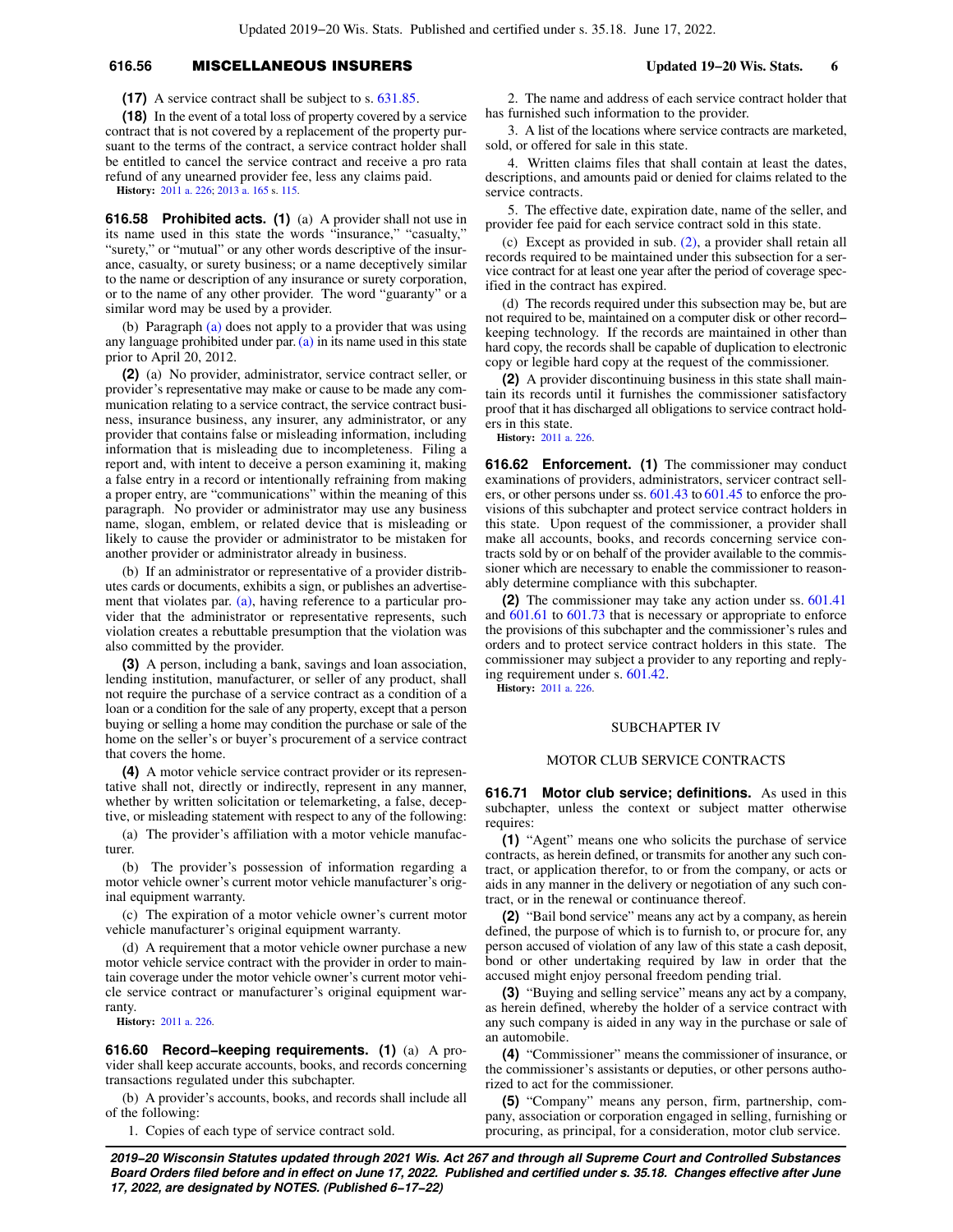**(17)** A service contract shall be subject to s. 631.85.

**(18)** In the event of a total loss of property covered by a service contract that is not covered by a replacement of the property pursuant to the terms of the contract, a service contract holder shall be entitled to cancel the service contract and receive a pro rata refund of any unearned provider fee, less any claims paid.

**History:** 2011 a. 226; 2013 a. 165 s. 115.

**616.58 Prohibited acts. (1)** (a) A provider shall not use in its name used in this state the words "insurance," "casualty," "surety," or "mutual" or any other words descriptive of the insurance, casualty, or surety business; or a name deceptively similar to the name or description of any insurance or surety corporation, or to the name of any other provider. The word "guaranty" or a similar word may be used by a provider.

(b) Paragraph (a) does not apply to a provider that was using any language prohibited under par. (a) in its name used in this state prior to April 20, 2012.

**(2)** (a) No provider, administrator, service contract seller, or provider's representative may make or cause to be made any communication relating to a service contract, the service contract business, insurance business, any insurer, any administrator, or any provider that contains false or misleading information, including information that is misleading due to incompleteness. Filing a report and, with intent to deceive a person examining it, making a false entry in a record or intentionally refraining from making a proper entry, are "communications" within the meaning of this paragraph. No provider or administrator may use any business name, slogan, emblem, or related device that is misleading or likely to cause the provider or administrator to be mistaken for another provider or administrator already in business.

(b) If an administrator or representative of a provider distributes cards or documents, exhibits a sign, or publishes an advertisement that violates par. (a), having reference to a particular provider that the administrator or representative represents, such violation creates a rebuttable presumption that the violation was also committed by the provider.

**(3)** A person, including a bank, savings and loan association, lending institution, manufacturer, or seller of any product, shall not require the purchase of a service contract as a condition of a loan or a condition for the sale of any property, except that a person buying or selling a home may condition the purchase or sale of the home on the seller's or buyer's procurement of a service contract that covers the home.

**(4)** A motor vehicle service contract provider or its representative shall not, directly or indirectly, represent in any manner, whether by written solicitation or telemarketing, a false, deceptive, or misleading statement with respect to any of the following:

(a) The provider's affiliation with a motor vehicle manufacturer.

(b) The provider's possession of information regarding a motor vehicle owner's current motor vehicle manufacturer's original equipment warranty.

(c) The expiration of a motor vehicle owner's current motor vehicle manufacturer's original equipment warranty.

(d) A requirement that a motor vehicle owner purchase a new motor vehicle service contract with the provider in order to maintain coverage under the motor vehicle owner's current motor vehicle service contract or manufacturer's original equipment warranty.

**History:** 2011 a. 226.

**616.60 Record−keeping requirements. (1)** (a) A provider shall keep accurate accounts, books, and records concerning transactions regulated under this subchapter.

(b) A provider's accounts, books, and records shall include all of the following:

1. Copies of each type of service contract sold.

2. The name and address of each service contract holder that has furnished such information to the provider.

3. A list of the locations where service contracts are marketed, sold, or offered for sale in this state.

4. Written claims files that shall contain at least the dates, descriptions, and amounts paid or denied for claims related to the service contracts.

5. The effective date, expiration date, name of the seller, and provider fee paid for each service contract sold in this state.

(c) Except as provided in sub. (2), a provider shall retain all records required to be maintained under this subsection for a service contract for at least one year after the period of coverage specified in the contract has expired.

(d) The records required under this subsection may be, but are not required to be, maintained on a computer disk or other record−keeping technology. If the records are maintained in other than hard copy, the records shall be capable of duplication to electronic copy or legible hard copy at the request of the commissioner.

**(2)** A provider discontinuing business in this state shall maintain its records until it furnishes the commissioner satisfactory proof that it has discharged all obligations to service contract holders in this state.

**History:** 2011 a. 226.

**616.62 Enforcement. (1)** The commissioner may conduct examinations of providers, administrators, servicer contract sellers, or other persons under ss. 601.43 to 601.45 to enforce the provisions of this subchapter and protect service contract holders in this state. Upon request of the commissioner, a provider shall make all accounts, books, and records concerning service contracts sold by or on behalf of the provider available to the commissioner which are necessary to enable the commissioner to reasonably determine compliance with this subchapter.

**(2)** The commissioner may take any action under ss. 601.41 and 601.61 to 601.73 that is necessary or appropriate to enforce the provisions of this subchapter and the commissioner's rules and orders and to protect service contract holders in this state. The commissioner may subject a provider to any reporting and replying requirement under s. 601.42.

**History:** 2011 a. 226.

## SUBCHAPTER IV

## MOTOR CLUB SERVICE CONTRACTS

**616.71 Motor club service; definitions.** As used in this subchapter, unless the context or subject matter otherwise requires:

**(1)** "Agent" means one who solicits the purchase of service contracts, as herein defined, or transmits for another any such contract, or application therefor, to or from the company, or acts or aids in any manner in the delivery or negotiation of any such contract, or in the renewal or continuance thereof.

**(2)** "Bail bond service" means any act by a company, as herein defined, the purpose of which is to furnish to, or procure for, any person accused of violation of any law of this state a cash deposit, bond or other undertaking required by law in order that the accused might enjoy personal freedom pending trial.

**(3)** "Buying and selling service" means any act by a company, as herein defined, whereby the holder of a service contract with any such company is aided in any way in the purchase or sale of an automobile.

**(4)** "Commissioner" means the commissioner of insurance, or the commissioner's assistants or deputies, or other persons authorized to act for the commissioner.

**(5)** "Company" means any person, firm, partnership, company, association or corporation engaged in selling, furnishing or procuring, as principal, for a consideration, motor club service.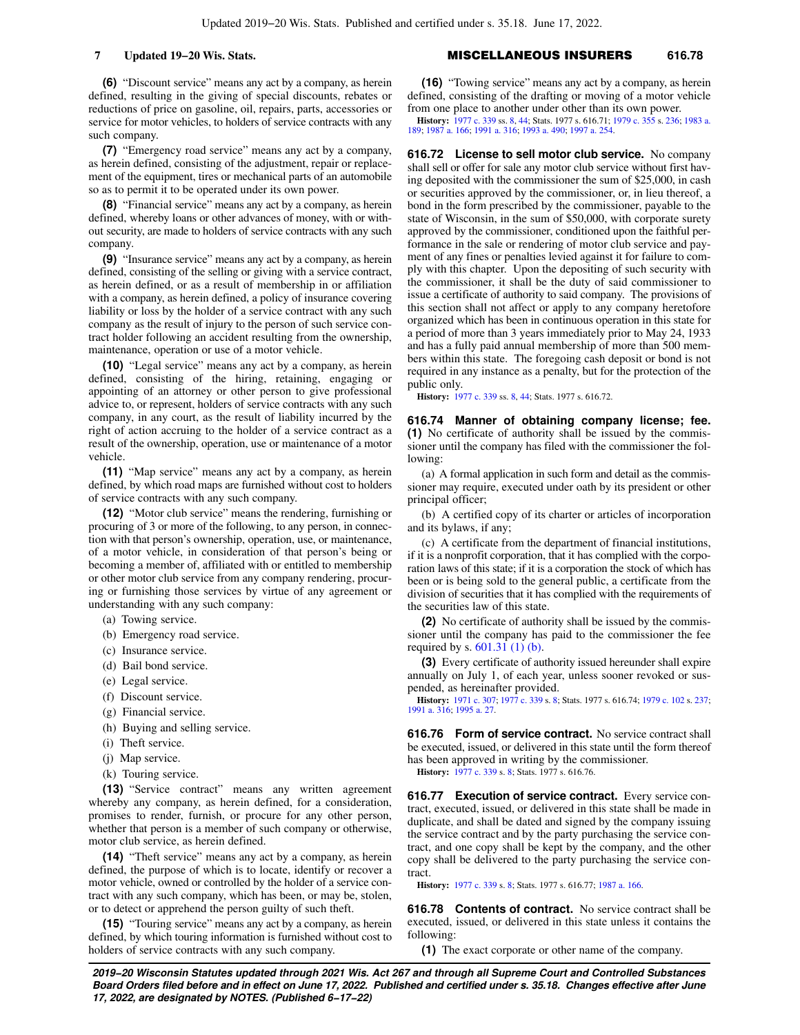**(6)** "Discount service" means any act by a company, as herein defined, resulting in the giving of special discounts, rebates or reductions of price on gasoline, oil, repairs, parts, accessories or service for motor vehicles, to holders of service contracts with any such company.

**(7)** "Emergency road service" means any act by a company, as herein defined, consisting of the adjustment, repair or replacement of the equipment, tires or mechanical parts of an automobile so as to permit it to be operated under its own power.

**(8)** "Financial service" means any act by a company, as herein defined, whereby loans or other advances of money, with or without security, are made to holders of service contracts with any such company.

**(9)** "Insurance service" means any act by a company, as herein defined, consisting of the selling or giving with a service contract, as herein defined, or as a result of membership in or affiliation with a company, as herein defined, a policy of insurance covering liability or loss by the holder of a service contract with any such company as the result of injury to the person of such service contract holder following an accident resulting from the ownership, maintenance, operation or use of a motor vehicle.

**(10)** "Legal service" means any act by a company, as herein defined, consisting of the hiring, retaining, engaging or appointing of an attorney or other person to give professional advice to, or represent, holders of service contracts with any such company, in any court, as the result of liability incurred by the right of action accruing to the holder of a service contract as a result of the ownership, operation, use or maintenance of a motor vehicle.

**(11)** "Map service" means any act by a company, as herein defined, by which road maps are furnished without cost to holders of service contracts with any such company.

**(12)** "Motor club service" means the rendering, furnishing or procuring of 3 or more of the following, to any person, in connection with that person's ownership, operation, use, or maintenance, of a motor vehicle, in consideration of that person's being or becoming a member of, affiliated with or entitled to membership or other motor club service from any company rendering, procuring or furnishing those services by virtue of any agreement or understanding with any such company:

(a) Towing service.

(b) Emergency road service.

(c) Insurance service.

(d) Bail bond service.

(e) Legal service.

(f) Discount service.

(g) Financial service.

(h) Buying and selling service.

(i) Theft service.

(j) Map service.

(k) Touring service.

**(13)** "Service contract" means any written agreement whereby any company, as herein defined, for a consideration, promises to render, furnish, or procure for any other person, whether that person is a member of such company or otherwise, motor club service, as herein defined.

**(14)** "Theft service" means any act by a company, as herein defined, the purpose of which is to locate, identify or recover a motor vehicle, owned or controlled by the holder of a service contract with any such company, which has been, or may be, stolen, or to detect or apprehend the person guilty of such theft.

**(15)** "Touring service" means any act by a company, as herein defined, by which touring information is furnished without cost to holders of service contracts with any such company.

**(16)** "Towing service" means any act by a company, as herein defined, consisting of the drafting or moving of a motor vehicle from one place to another under other than its own power.

**History:** 1977 c. 339 ss. 8, 44; Stats. 1977 s. 616.71; 1979 c. 355 s. 236; 1983 a. 189; 1987 a. 166; 1991 a. 316; 1993 a. 490; 1997 a. 254.

**616.72 License to sell motor club service.** No company shall sell or offer for sale any motor club service without first having deposited with the commissioner the sum of $25,000, in cash or securities approved by the commissioner, or, in lieu thereof, a bond in the form prescribed by the commissioner, payable to the state of Wisconsin, in the sum of $50,000, with corporate surety approved by the commissioner, conditioned upon the faithful performance in the sale or rendering of motor club service and payment of any fines or penalties levied against it for failure to comply with this chapter. Upon the depositing of such security with the commissioner, it shall be the duty of said commissioner to issue a certificate of authority to said company. The provisions of this section shall not affect or apply to any company heretofore organized which has been in continuous operation in this state for a period of more than 3 years immediately prior to May 24, 1933 and has a fully paid annual membership of more than 500 members within this state. The foregoing cash deposit or bond is not required in any instance as a penalty, but for the protection of the public only.

**History:** 1977 c. 339 ss. 8, 44; Stats. 1977 s. 616.72.

**616.74 Manner of obtaining company license; fee.** **(1)** No certificate of authority shall be issued by the commissioner until the company has filed with the commissioner the following:

(a) A formal application in such form and detail as the commissioner may require, executed under oath by its president or other principal officer;

(b) A certified copy of its charter or articles of incorporation and its bylaws, if any;

(c) A certificate from the department of financial institutions, if it is a nonprofit corporation, that it has complied with the corporation laws of this state; if it is a corporation the stock of which has been or is being sold to the general public, a certificate from the division of securities that it has complied with the requirements of the securities law of this state.

**(2)** No certificate of authority shall be issued by the commissioner until the company has paid to the commissioner the fee required by s. 601.31 (1) (b).

**(3)** Every certificate of authority issued hereunder shall expire annually on July 1, of each year, unless sooner revoked or suspended, as hereinafter provided.

**History:** 1971 c. 307; 1977 c. 339 s. 8; Stats. 1977 s. 616.74; 1979 c. 102 s. 237; 1991 a. 316; 1995 a. 27.

**616.76 Form of service contract.** No service contract shall be executed, issued, or delivered in this state until the form thereof has been approved in writing by the commissioner.

**History:** 1977 c. 339 s. 8; Stats. 1977 s. 616.76.

**616.77 Execution of service contract.** Every service contract, executed, issued, or delivered in this state shall be made in duplicate, and shall be dated and signed by the company issuing the service contract and by the party purchasing the service contract, and one copy shall be kept by the company, and the other copy shall be delivered to the party purchasing the service contract.

**History:** 1977 c. 339 s. 8; Stats. 1977 s. 616.77; 1987 a. 166.

**616.78 Contents of contract.** No service contract shall be executed, issued, or delivered in this state unless it contains the following:

**(1)** The exact corporate or other name of the company.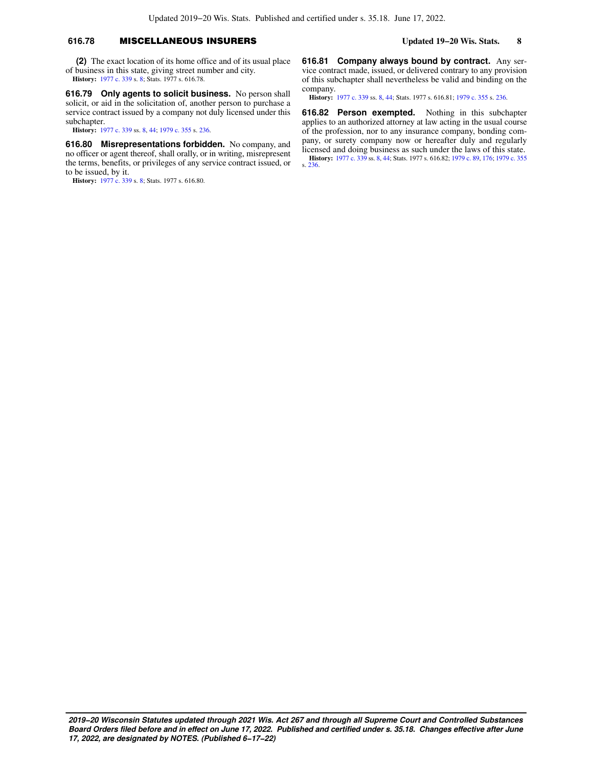**(2)** The exact location of its home office and of its usual place of business in this state, giving street number and city.

**History:** 1977 c. 339 s. 8; Stats. 1977 s. 616.78.

**616.79 Only agents to solicit business.** No person shall solicit, or aid in the solicitation of, another person to purchase a service contract issued by a company not duly licensed under this subchapter.

**History:** 1977 c. 339 ss. 8, 44; 1979 c. 355 s. 236.

**616.80 Misrepresentations forbidden.** No company, and no officer or agent thereof, shall orally, or in writing, misrepresent the terms, benefits, or privileges of any service contract issued, or to be issued, by it.

**History:** 1977 c. 339 s. 8; Stats. 1977 s. 616.80.

**616.81 Company always bound by contract.** Any service contract made, issued, or delivered contrary to any provision of this subchapter shall nevertheless be valid and binding on the company.

**History:** 1977 c. 339 ss. 8, 44; Stats. 1977 s. 616.81; 1979 c. 355 s. 236.

**616.82 Person exempted.** Nothing in this subchapter applies to an authorized attorney at law acting in the usual course of the profession, nor to any insurance company, bonding company, or surety company now or hereafter duly and regularly licensed and doing business as such under the laws of this state.

**History:** 1977 c. 339 ss. 8, 44; Stats. 1977 s. 616.82; 1979 c. 89, 176; 1979 c. 355 s. 236.